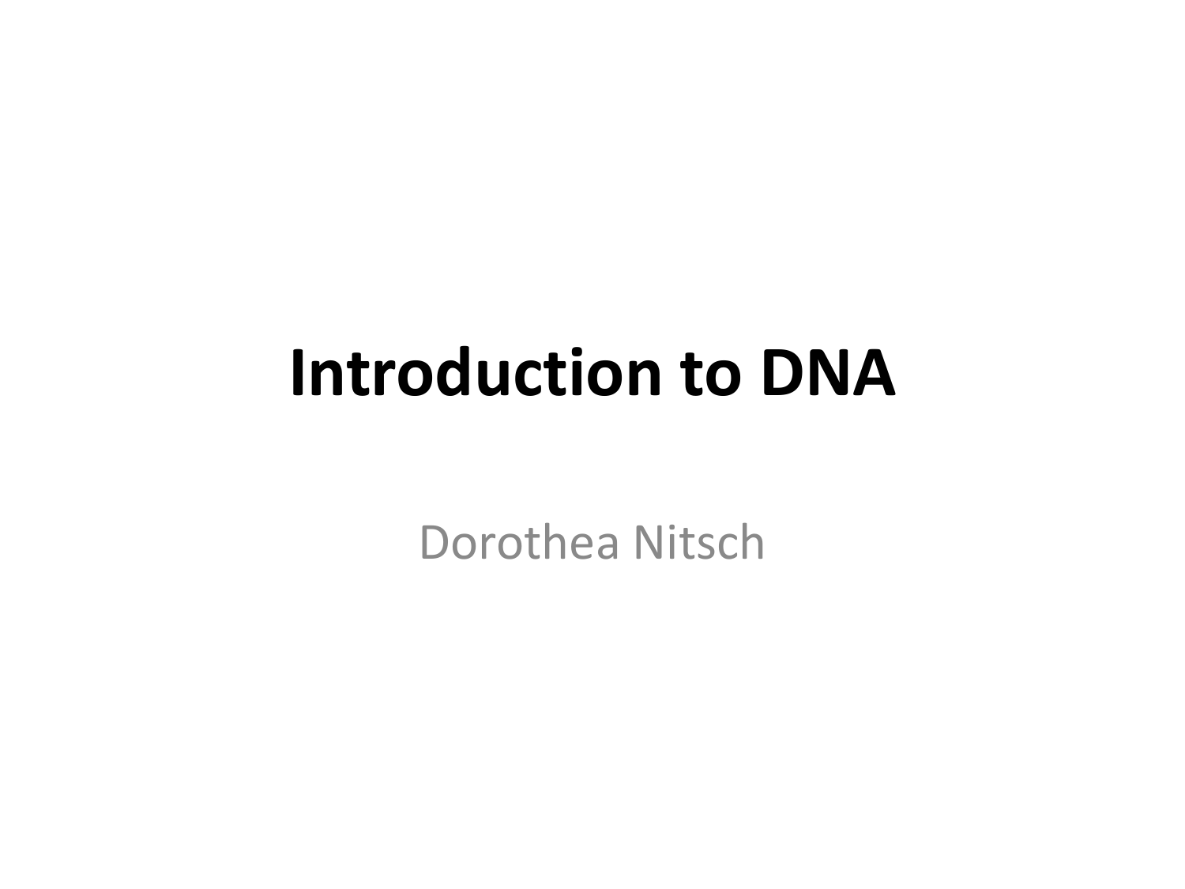# Introduction to DNA

Dorothea Nitsch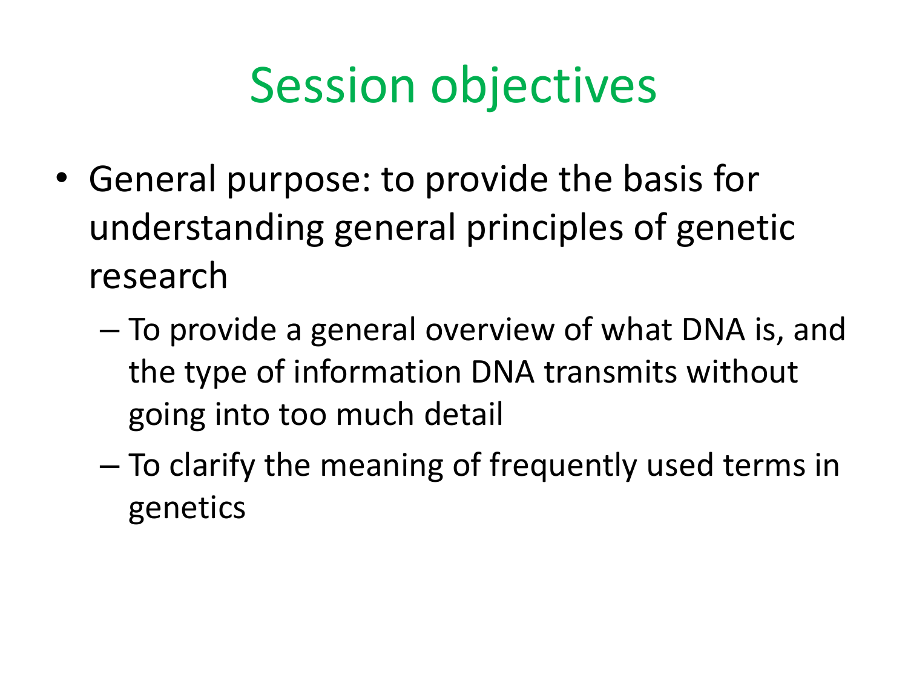# Session objectives

- General purpose: to provide the basis for understanding general principles of genetic research
  - To provide a general overview of what DNA is, and the type of information DNA transmits without going into too much detail
  - To clarify the meaning of frequently used terms in genetics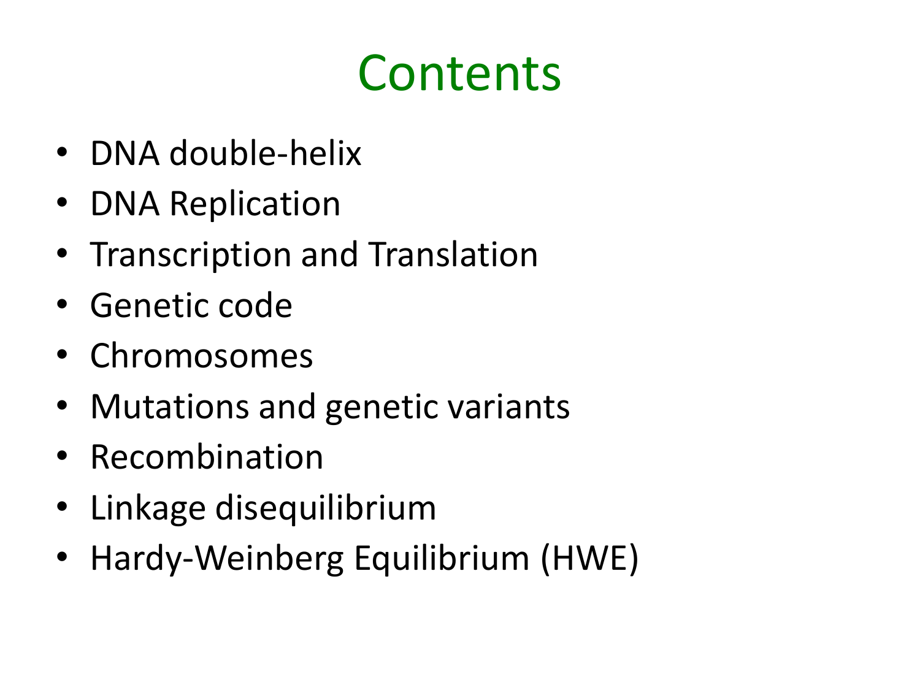# Contents

- DNA double-helix
- DNA Replication
- Transcription and Translation
- Genetic code
- Chromosomes
- Mutations and genetic variants
- Recombination
- Linkage disequilibrium
- Hardy-Weinberg Equilibrium (HWE)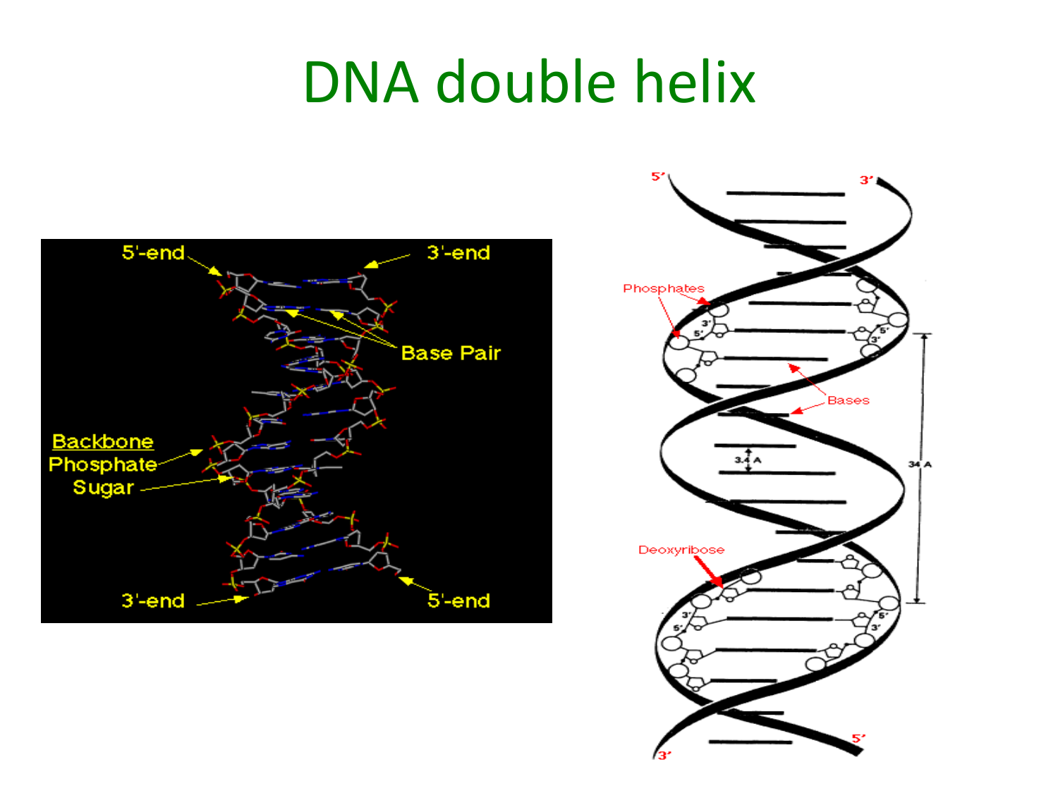# DNA double helix

5'-end

3'-end

Base Pair

Backbone

Phosphate

Sugar

3'-end

5'-end

5'

3'

Phosphates

3'

5'

5'

3'

Bases

3.4 A

34 A

Deoxyribose

3'

5'

5'

3'

5'

3'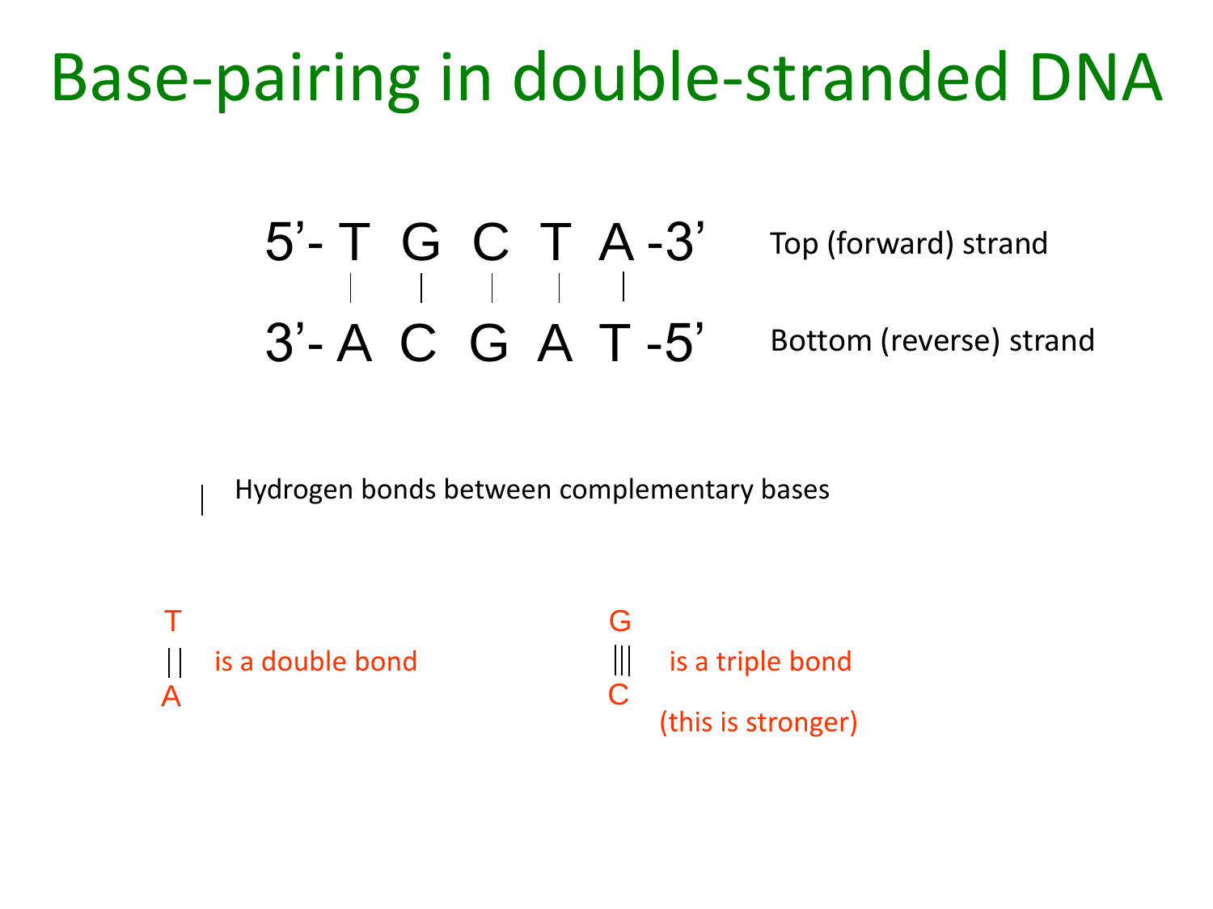# Base-pairing in double-stranded DNA

```
5'- T  G  C  T  A -3'    Top (forward) strand
    |  |  |  |  |
3'- A  C  G  A  T -5'    Bottom (reverse) strand
```

| Hydrogen bonds between complementary bases

```
T
||   is a double bond
A
```

```
G
|||  is a triple bond
C
     (this is stronger)
```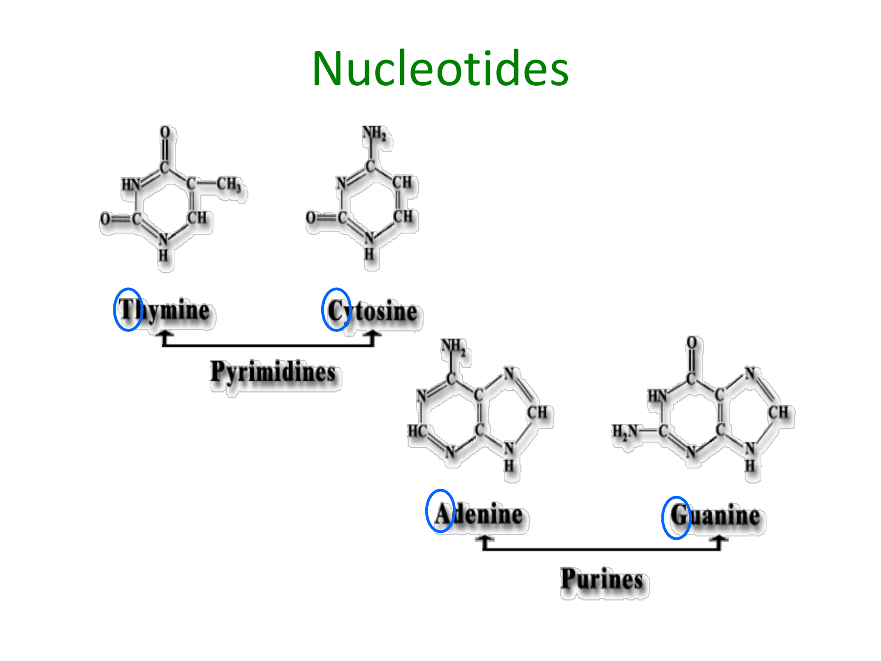# Nucleotides

Thymine

Cytosine

Pyrimidines

Adenine

Guanine

Purines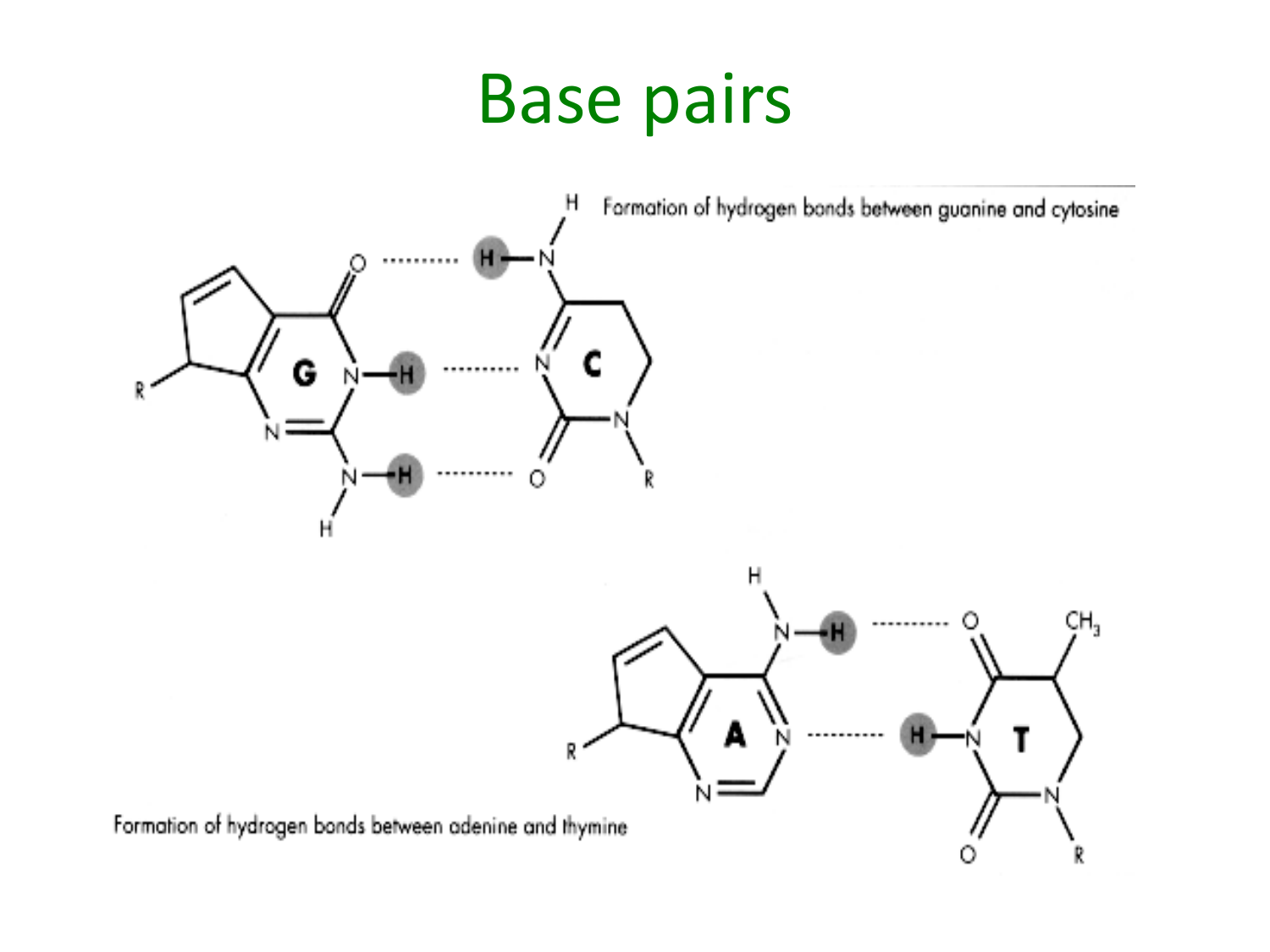# Base pairs

Formation of hydrogen bonds between guanine and cytosine

Formation of hydrogen bonds between adenine and thymine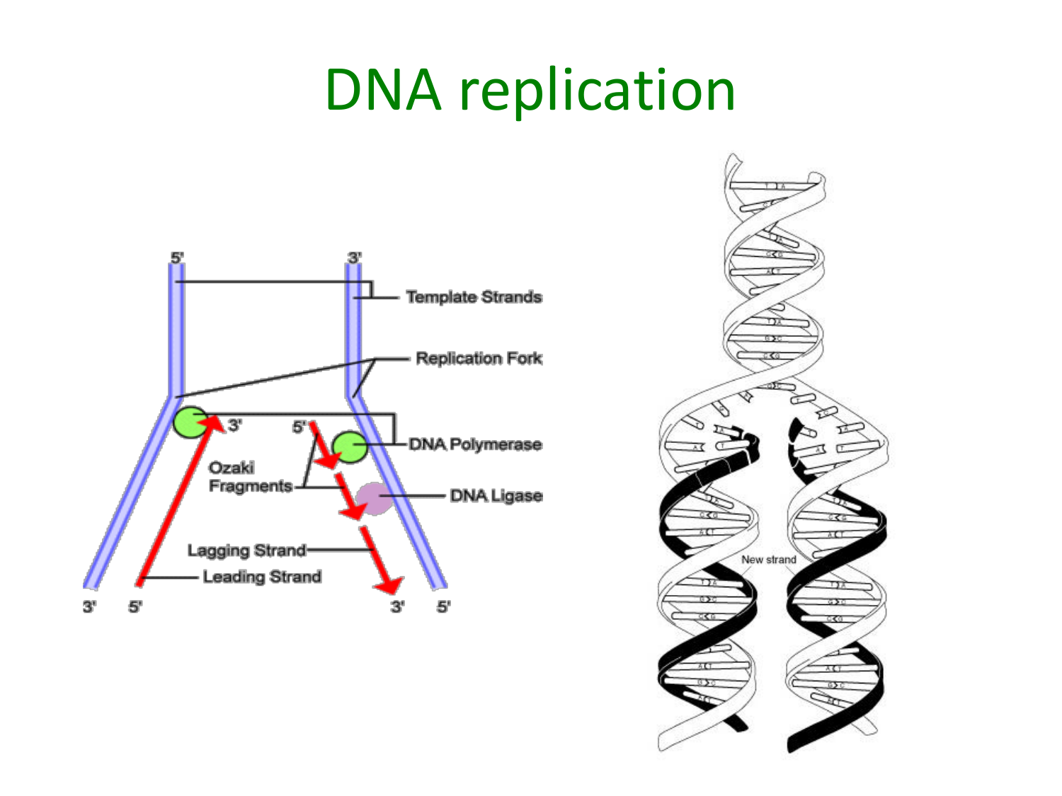# DNA replication

5' 3'

Template Strands

Replication Fork

3' 5'

DNA Polymerase

Ozaki Fragments

DNA Ligase

Lagging Strand

Leading Strand

3' 5' 3' 5'

New strand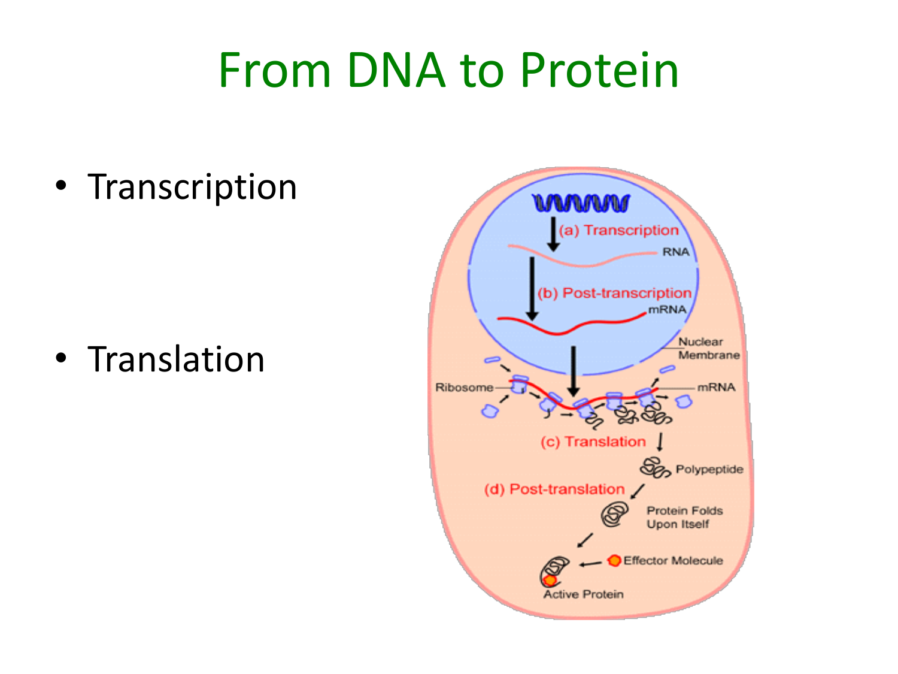# From DNA to Protein

- Transcription
- Translation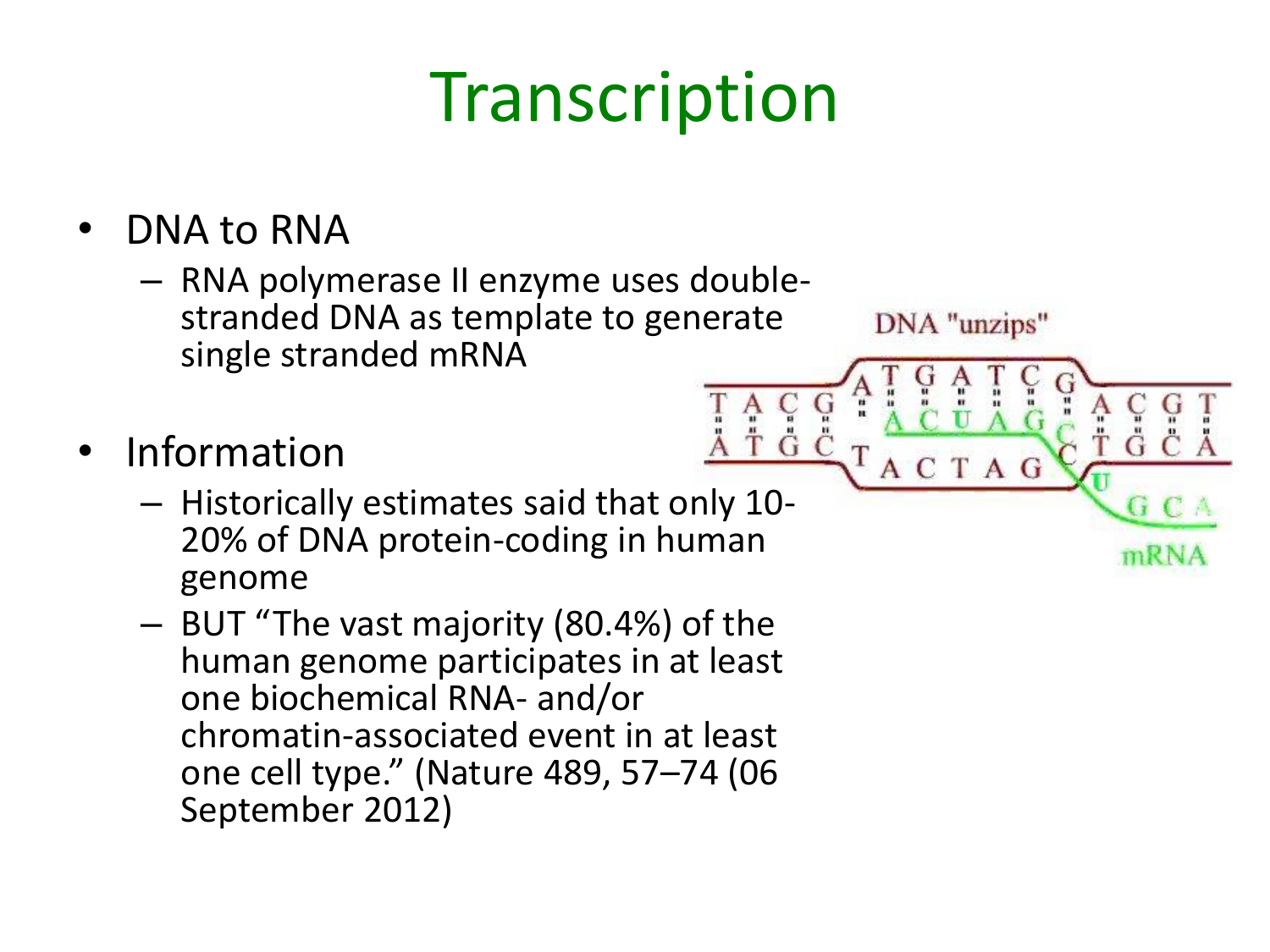# Transcription

- DNA to RNA
  - RNA polymerase II enzyme uses double-stranded DNA as template to generate single stranded mRNA
- Information
  - Historically estimates said that only 10-20% of DNA protein-coding in human genome
  - BUT “The vast majority (80.4%) of the human genome participates in at least one biochemical RNA- and/or chromatin-associated event in at least one cell type.” (Nature 489, 57–74 (06 September 2012)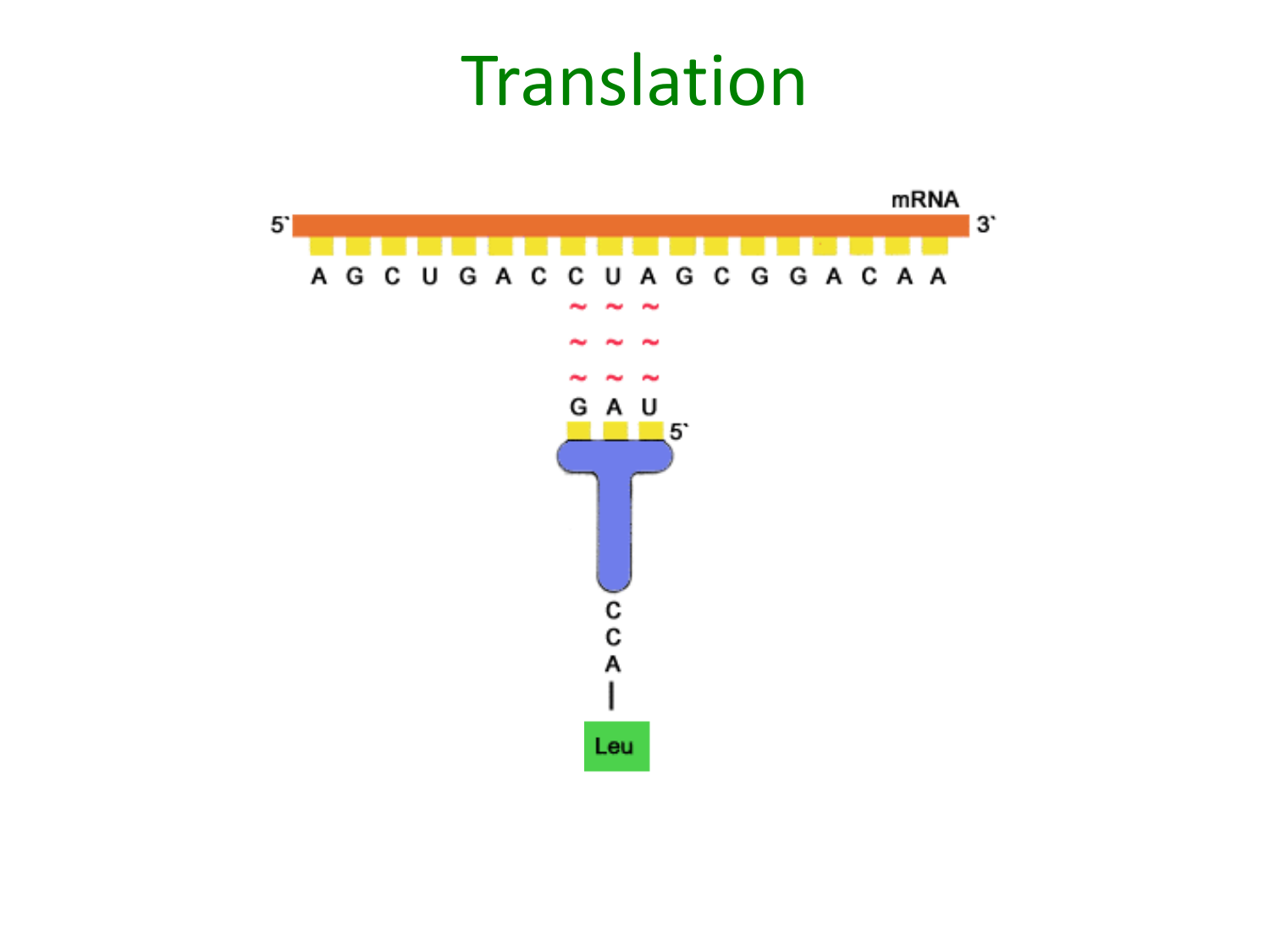# Translation

mRNA

5` A G C U G A C C U A G C G G A C A A 3`

G A U 5`

C C A

Leu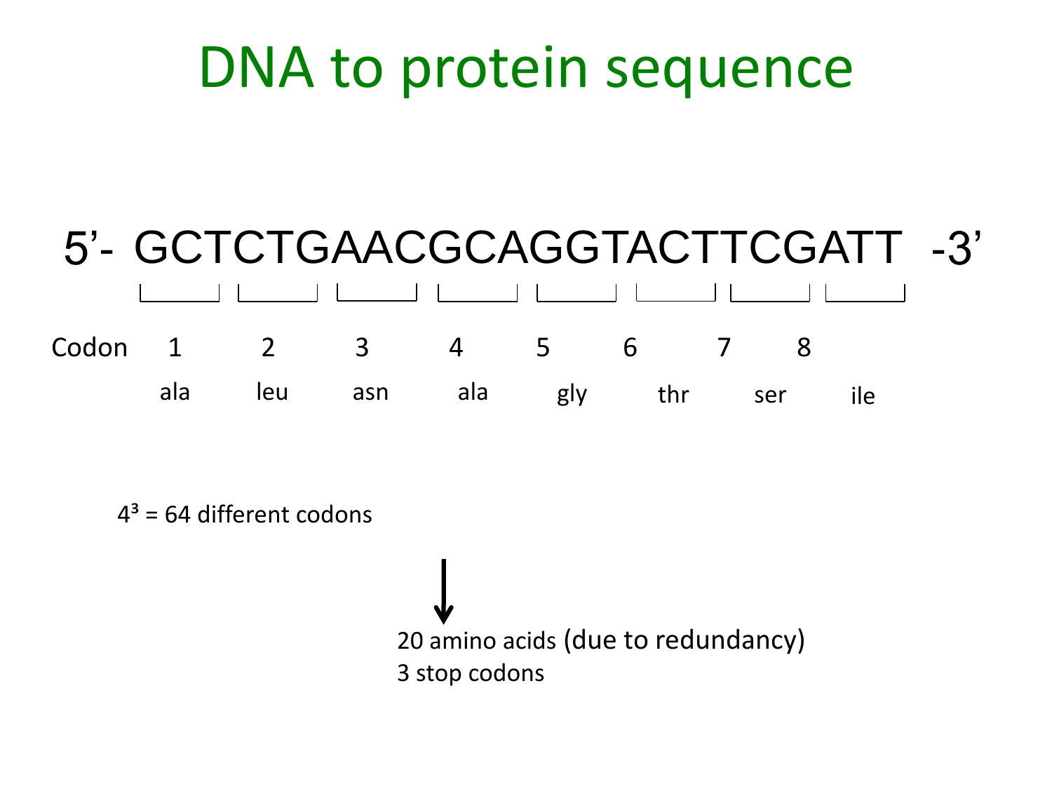# DNA to protein sequence

5'- GCTCTGAACGCAGGTACTTCGATT -3'

| Codon | 1 | 2 | 3 | 4 | 5 | 6 | 7 | 8 |
|---|---|---|---|---|---|---|---|---|
| | ala | leu | asn | ala | gly | thr | ser | ile |

$4^3$ = 64 different codons

↓

20 amino acids (due to redundancy)
3 stop codons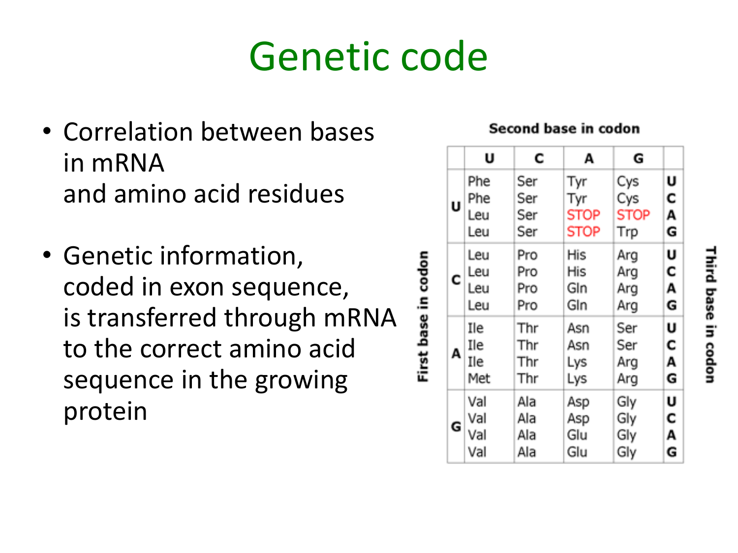# Genetic code

- Correlation between bases in mRNA and amino acid residues
- Genetic information, coded in exon sequence, is transferred through mRNA to the correct amino acid sequence in the growing protein

**Second base in codon**

| First base in codon | U | C | A | G | Third base in codon |
|---|---|---|---|---|---|
| U | Phe | Ser | Tyr | Cys | U |
| | Phe | Ser | Tyr | Cys | C |
| | Leu | Ser | STOP | STOP | A |
| | Leu | Ser | STOP | Trp | G |
| C | Leu | Pro | His | Arg | U |
| | Leu | Pro | His | Arg | C |
| | Leu | Pro | Gln | Arg | A |
| | Leu | Pro | Gln | Arg | G |
| A | Ile | Thr | Asn | Ser | U |
| | Ile | Thr | Asn | Ser | C |
| | Ile | Thr | Lys | Arg | A |
| | Met | Thr | Lys | Arg | G |
| G | Val | Ala | Asp | Gly | U |
| | Val | Ala | Asp | Gly | C |
| | Val | Ala | Glu | Gly | A |
| | Val | Ala | Glu | Gly | G |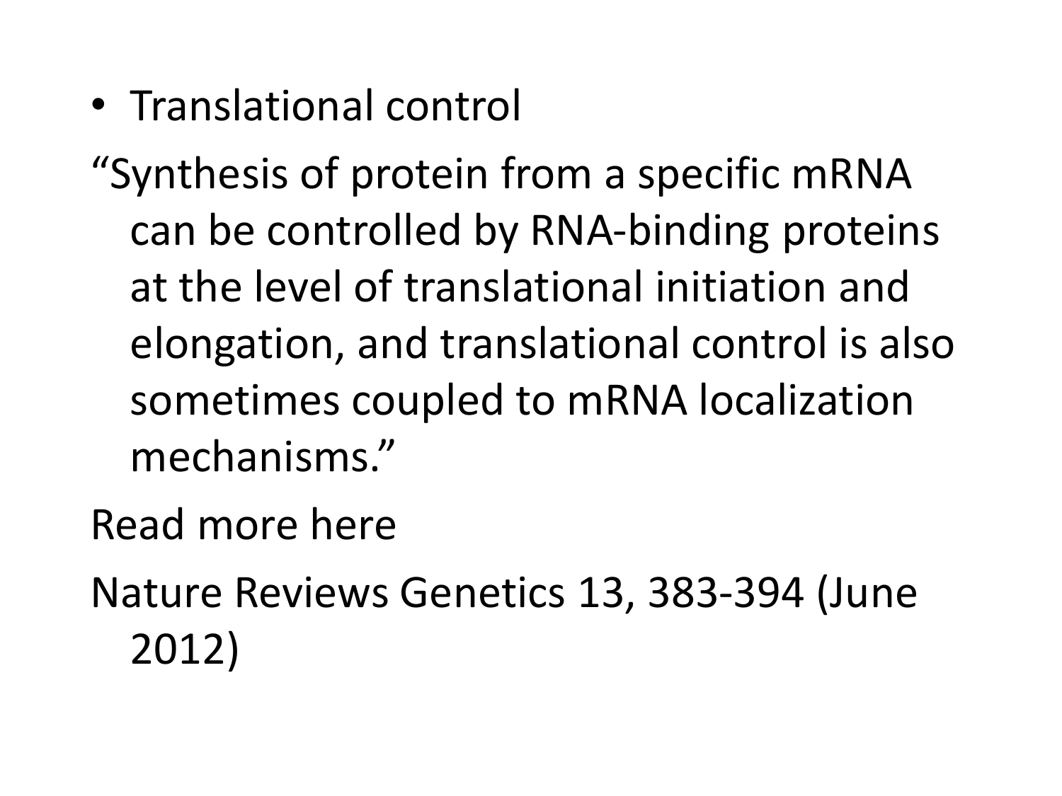- Translational control

"Synthesis of protein from a specific mRNA can be controlled by RNA-binding proteins at the level of translational initiation and elongation, and translational control is also sometimes coupled to mRNA localization mechanisms."

Read more here

Nature Reviews Genetics 13, 383-394 (June 2012)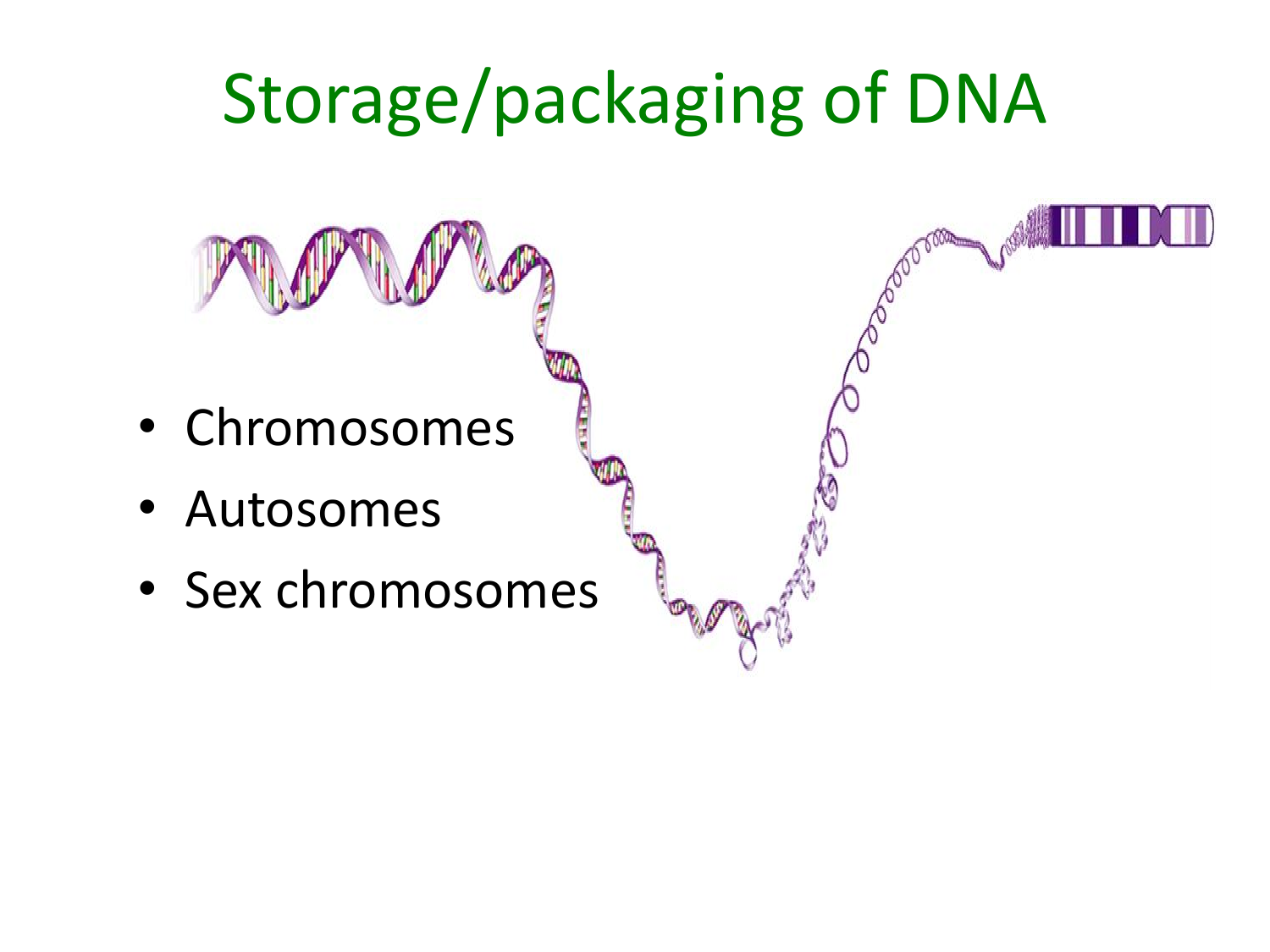# Storage/packaging of DNA

- Chromosomes
- Autosomes
- Sex chromosomes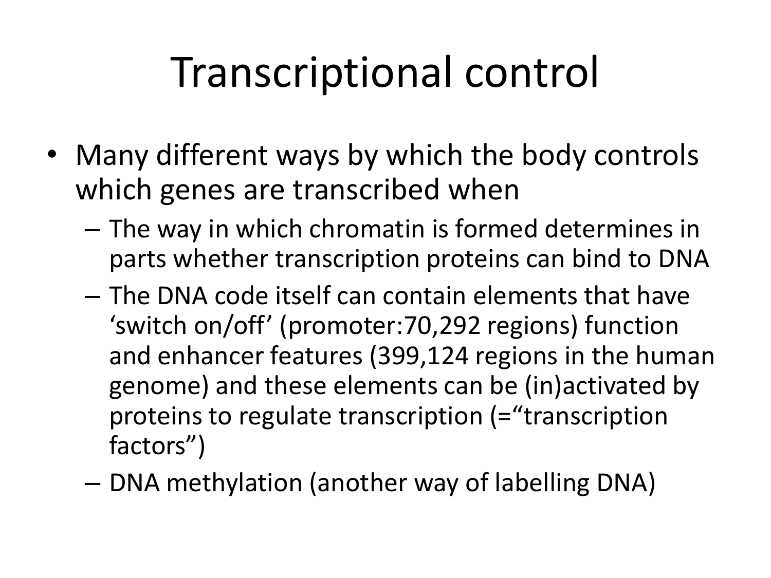# Transcriptional control

- Many different ways by which the body controls which genes are transcribed when
  - The way in which chromatin is formed determines in parts whether transcription proteins can bind to DNA
  - The DNA code itself can contain elements that have 'switch on/off' (promoter:70,292 regions) function and enhancer features (399,124 regions in the human genome) and these elements can be (in)activated by proteins to regulate transcription (="transcription factors")
  - DNA methylation (another way of labelling DNA)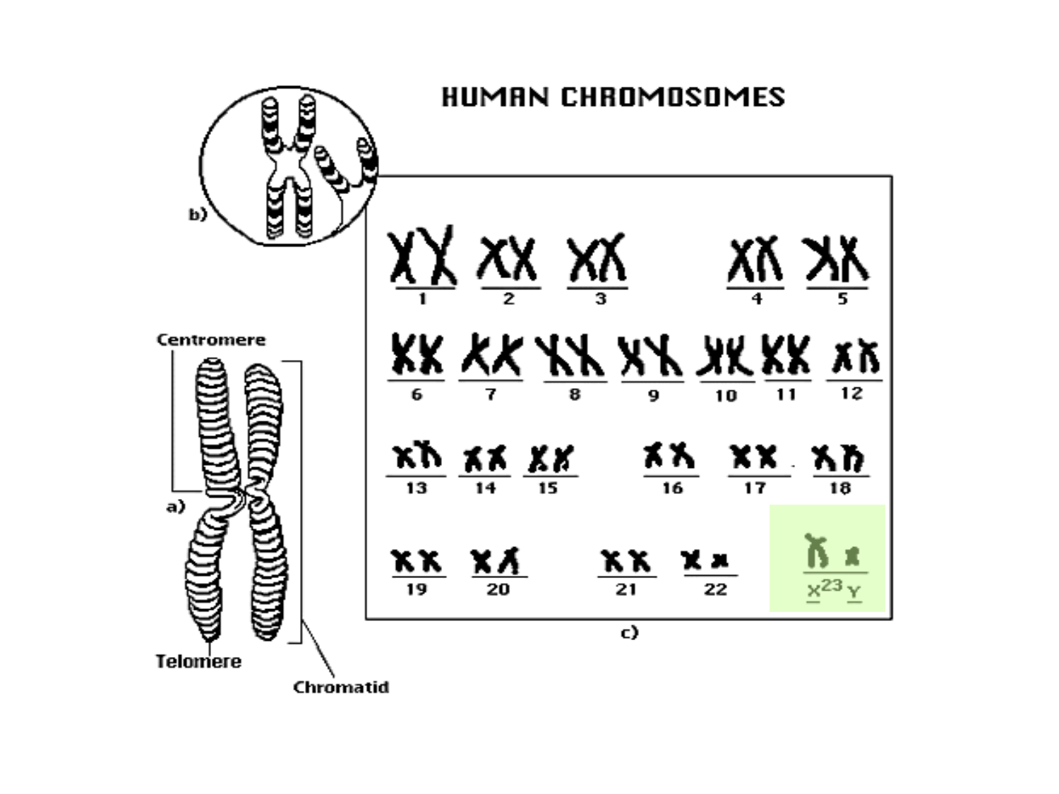# HUMAN CHROMOSOMES

b)

Centromere

a)

Telomere

Chromatid

1 2 3 4 5

6 7 8 9 10 11 12

13 14 15 16 17 18

19 20 21 22 X[23] Y

c)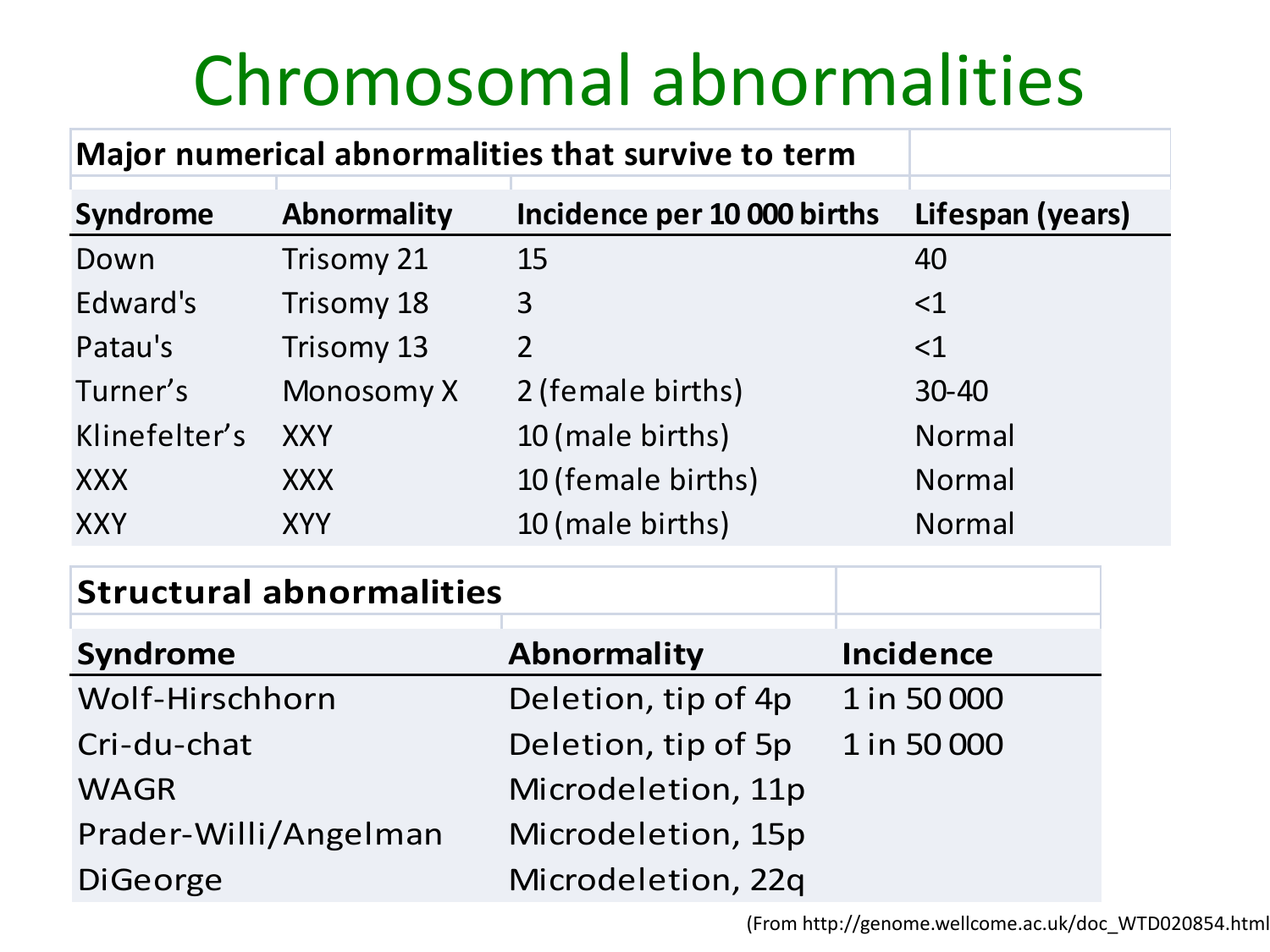# Chromosomal abnormalities

| Major numerical abnormalities that survive to term | | | |
|---|---|---|---|
| **Syndrome** | **Abnormality** | **Incidence per 10 000 births** | **Lifespan (years)** |
| Down | Trisomy 21 | 15 | 40 |
| Edward's | Trisomy 18 | 3 | <1 |
| Patau's | Trisomy 13 | 2 | <1 |
| Turner's | Monosomy X | 2 (female births) | 30-40 |
| Klinefelter's | XXY | 10 (male births) | Normal |
| XXX | XXX | 10 (female births) | Normal |
| XXY | XYY | 10 (male births) | Normal |

| Structural abnormalities | | |
|---|---|---|
| **Syndrome** | **Abnormality** | **Incidence** |
| Wolf-Hirschhorn | Deletion, tip of 4p | 1 in 50 000 |
| Cri-du-chat | Deletion, tip of 5p | 1 in 50 000 |
| WAGR | Microdeletion, 11p | |
| Prader-Willi/Angelman | Microdeletion, 15p | |
| DiGeorge | Microdeletion, 22q | |

(From http://genome.wellcome.ac.uk/doc_WTD020854.html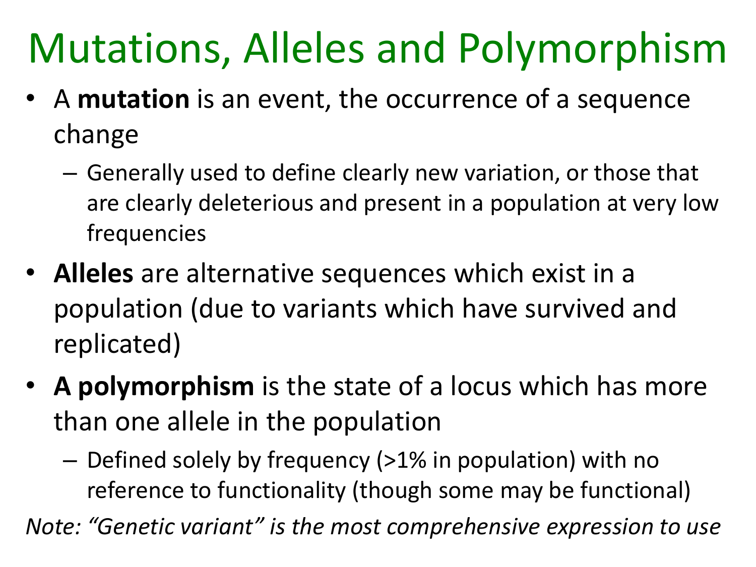# Mutations, Alleles and Polymorphism

- A **mutation** is an event, the occurrence of a sequence change
  - Generally used to define clearly new variation, or those that are clearly deleterious and present in a population at very low frequencies
- **Alleles** are alternative sequences which exist in a population (due to variants which have survived and replicated)
- **A polymorphism** is the state of a locus which has more than one allele in the population
  - Defined solely by frequency (>1% in population) with no reference to functionality (though some may be functional)

*Note: "Genetic variant" is the most comprehensive expression to use*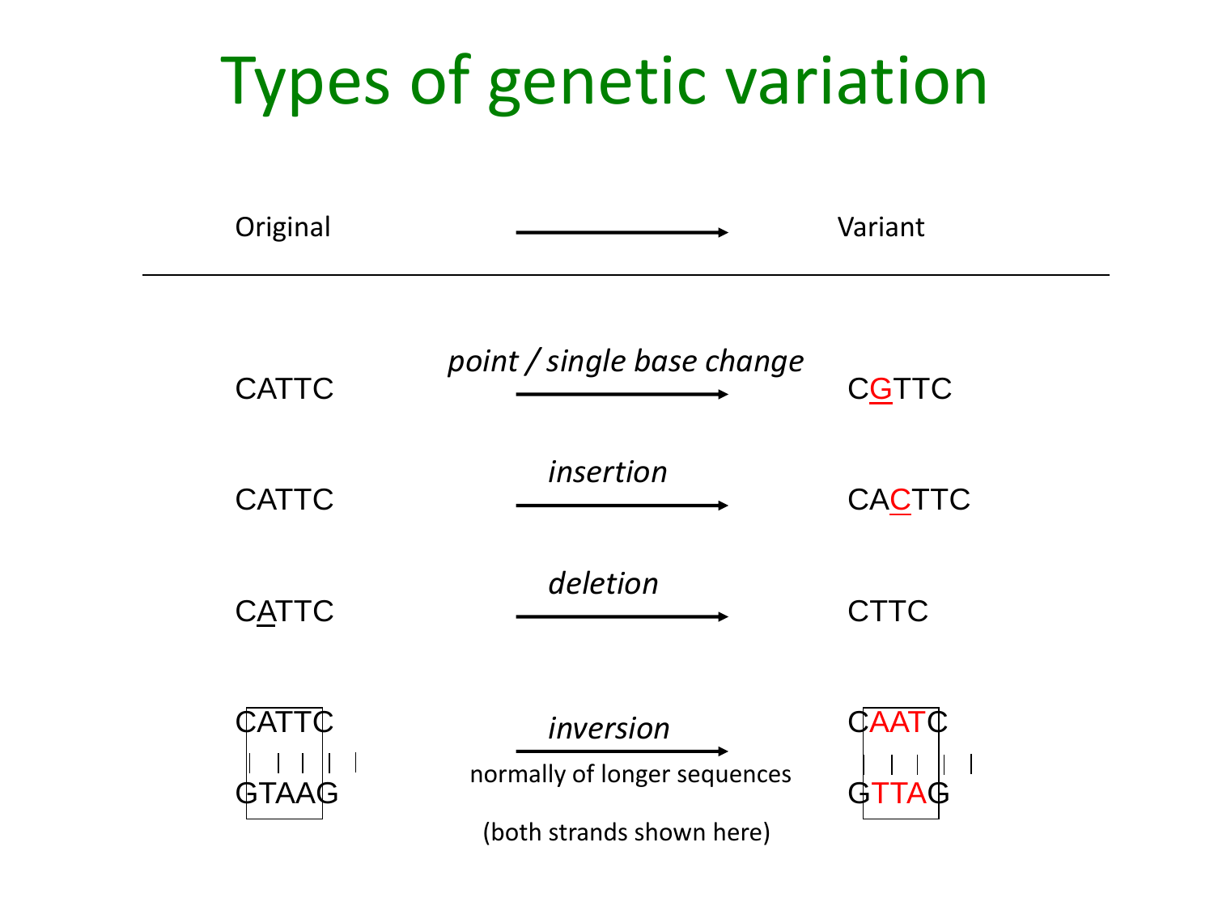# Types of genetic variation

| Original | | Variant |
|---|---|---|
| CATTC | *point / single base change* → | CGTTC |
| CATTC | *insertion* → | CACTTC |
| CATTC | *deletion* → | CTTC |
| CATTC<br>GTAAG | *inversion* →<br>normally of longer sequences<br>(both strands shown here) | CAATC<br>GTTAG |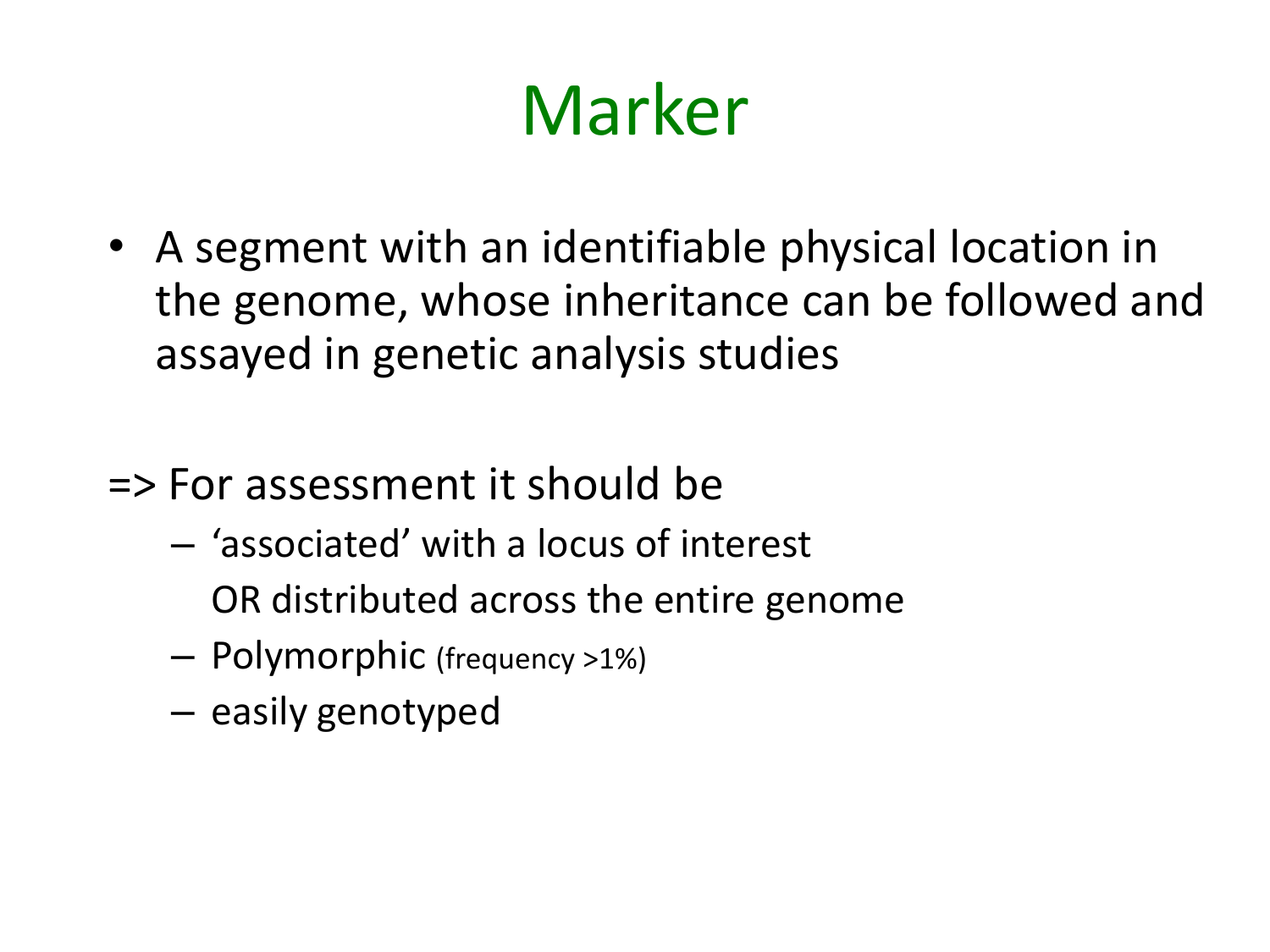# Marker

- A segment with an identifiable physical location in the genome, whose inheritance can be followed and assayed in genetic analysis studies

=> For assessment it should be

- 'associated' with a locus of interest
  OR distributed across the entire genome
- Polymorphic (frequency >1%)
- easily genotyped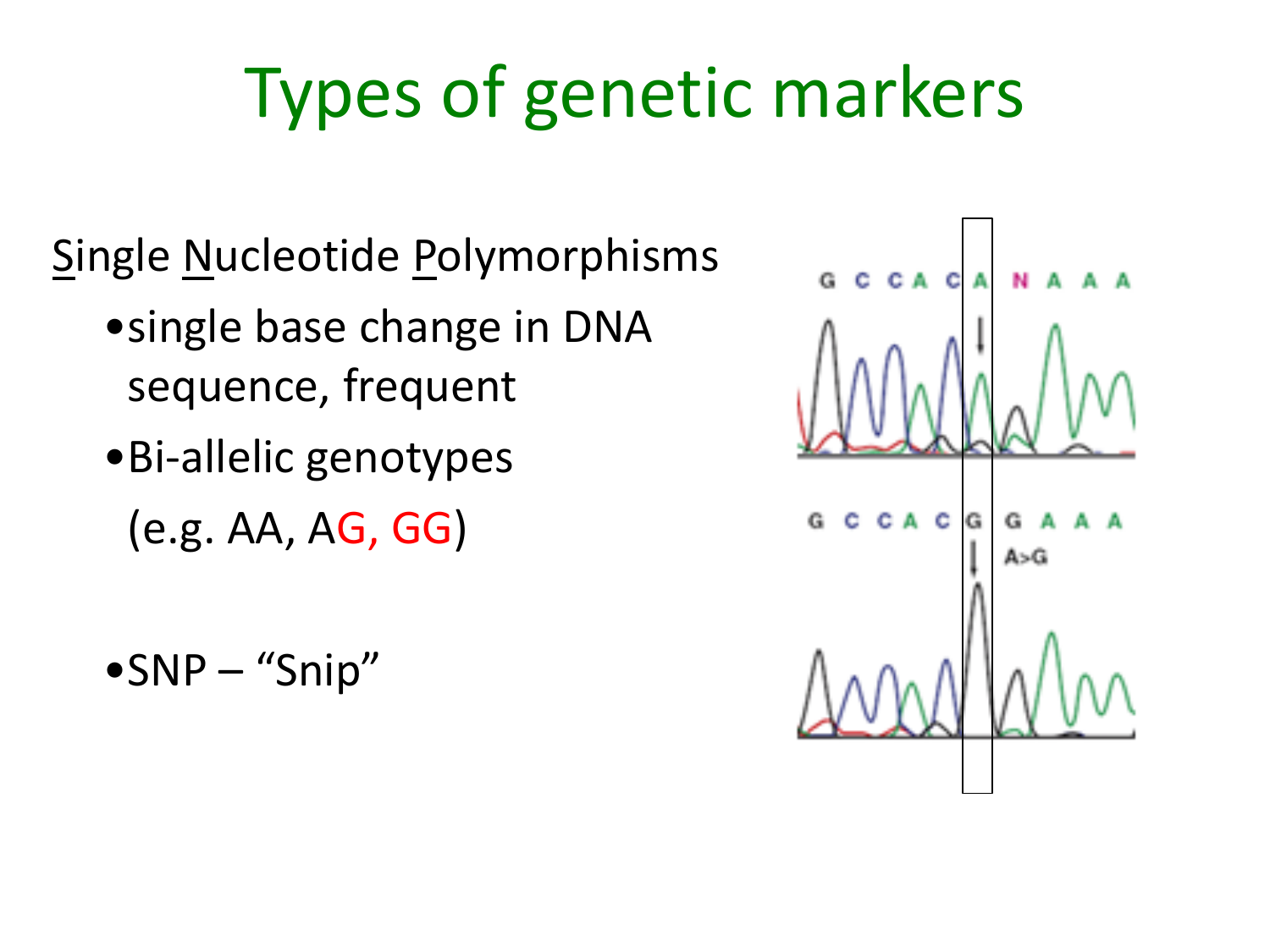# Types of genetic markers

Single Nucleotide Polymorphisms

- single base change in DNA sequence, frequent
- Bi-allelic genotypes (e.g. AA, AG, GG)
- SNP – "Snip"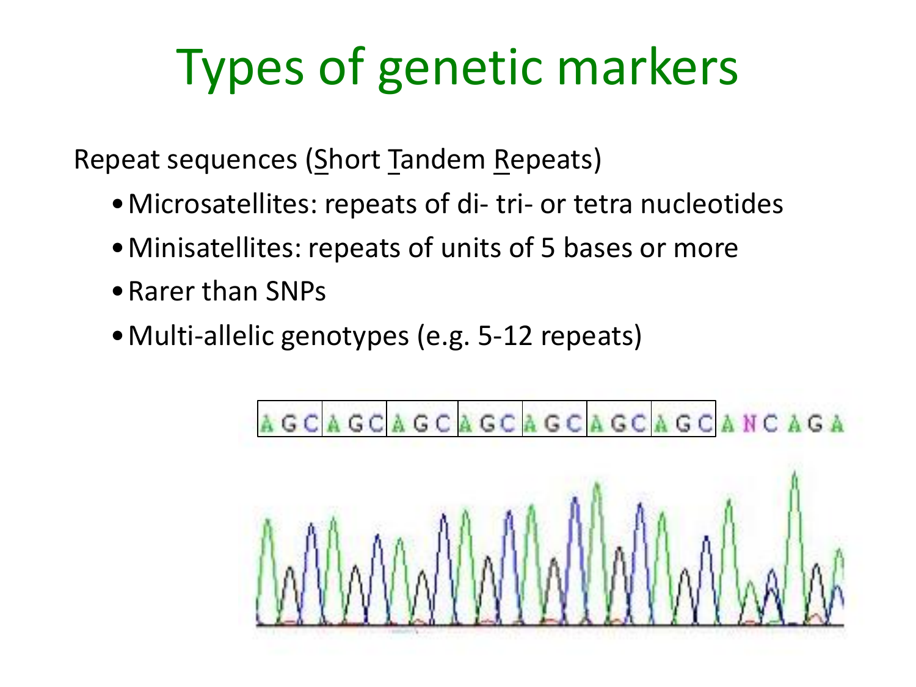# Types of genetic markers

Repeat sequences (Short Tandem Repeats)

- Microsatellites: repeats of di- tri- or tetra nucleotides
- Minisatellites: repeats of units of 5 bases or more
- Rarer than SNPs
- Multi-allelic genotypes (e.g. 5-12 repeats)

AGC AGC AGC AGC AGC AGC AGC ANCAGA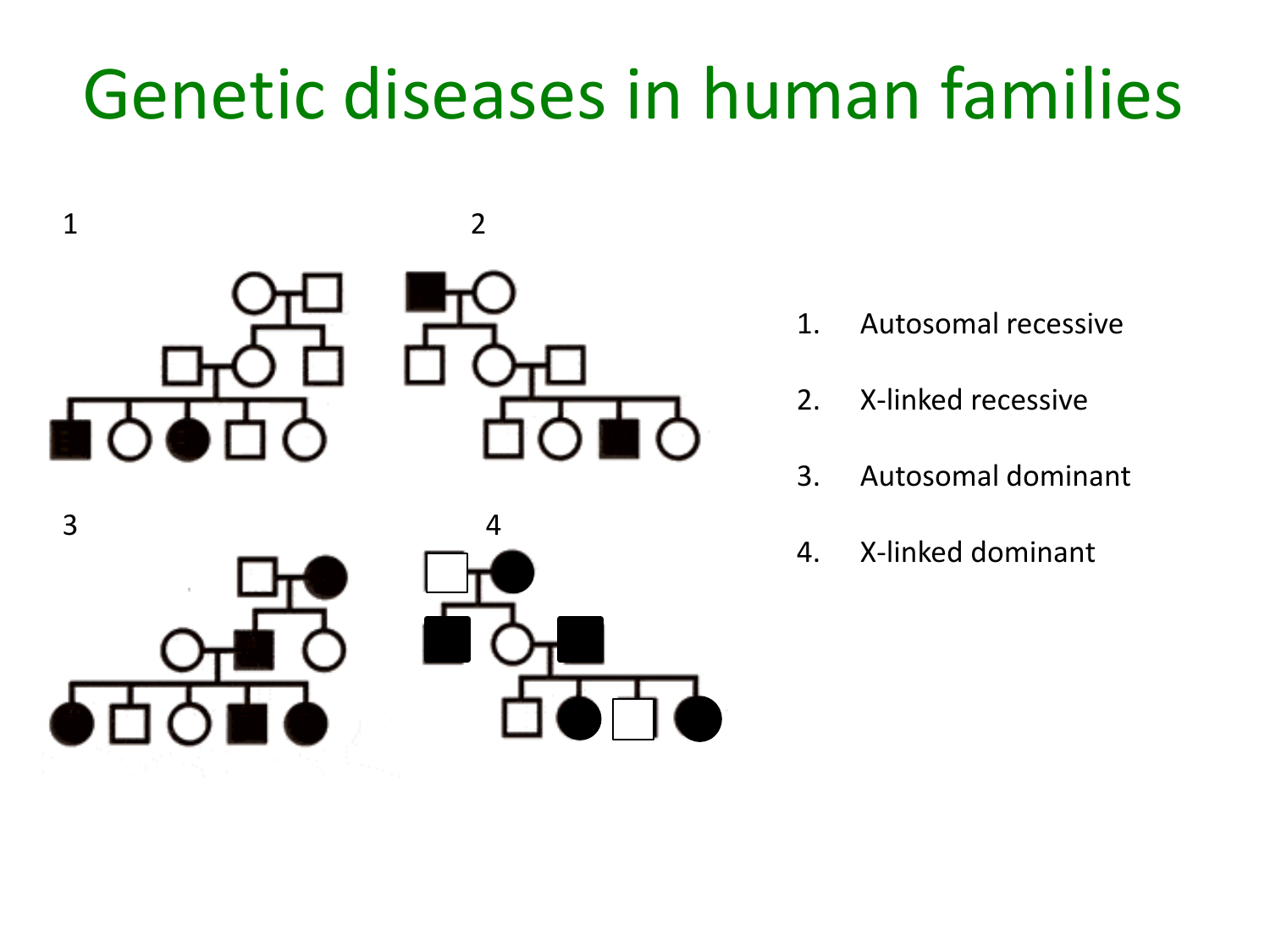# Genetic diseases in human families

1 2

3 4

1. Autosomal recessive
2. X-linked recessive
3. Autosomal dominant
4. X-linked dominant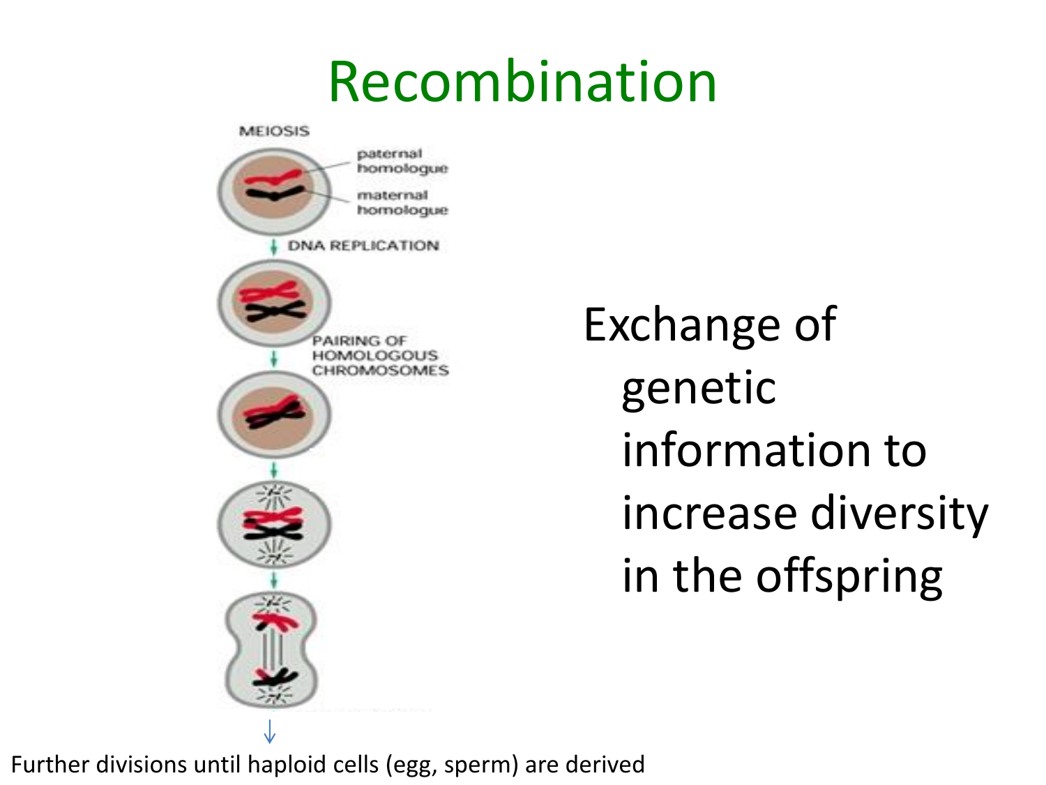# Recombination

MEIOSIS

paternal homologue

maternal homologue

DNA REPLICATION

PAIRING OF HOMOLOGOUS CHROMOSOMES

Exchange of genetic information to increase diversity in the offspring

↓

Further divisions until haploid cells (egg, sperm) are derived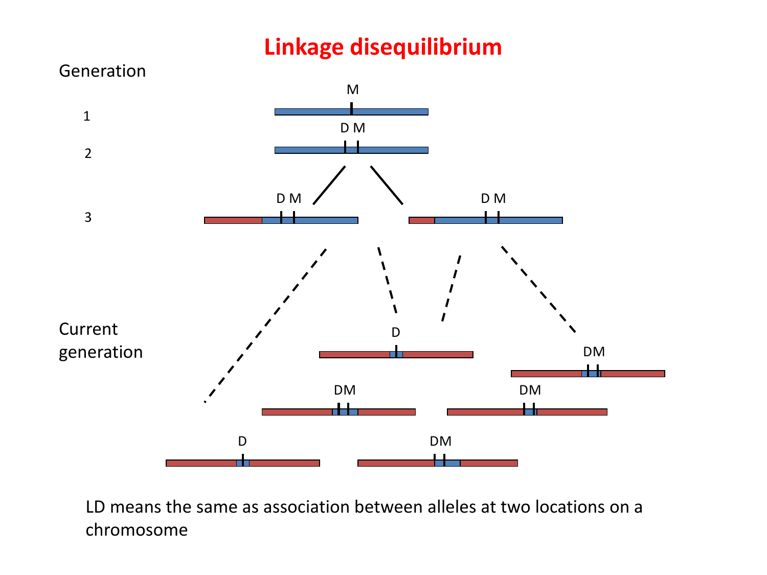# Linkage disequilibrium

Generation

1

2

3

Current generation

LD means the same as association between alleles at two locations on a chromosome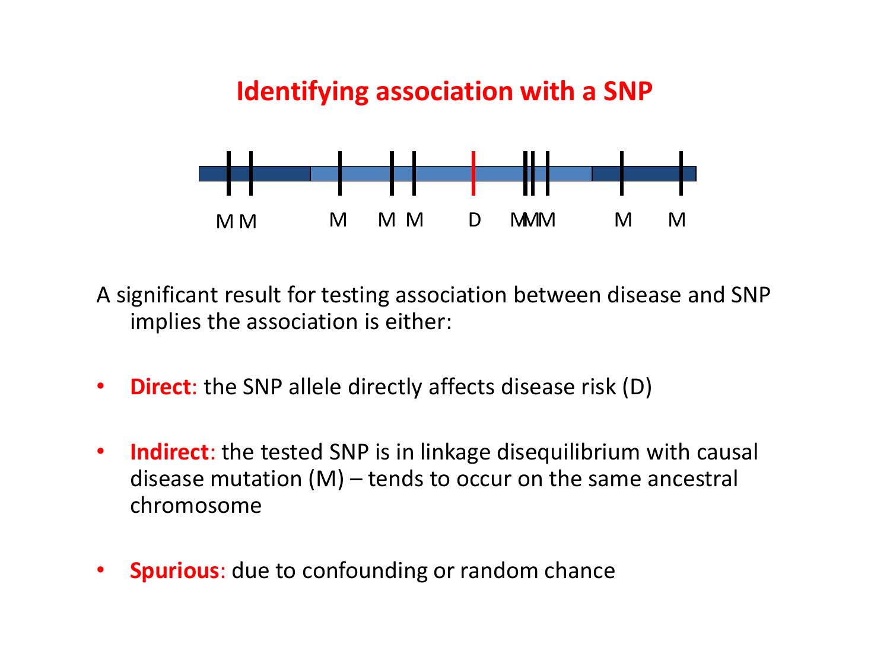# Identifying association with a SNP

M M M M M D MMM M M

A significant result for testing association between disease and SNP implies the association is either:

- **Direct**: the SNP allele directly affects disease risk (D)
- **Indirect**: the tested SNP is in linkage disequilibrium with causal disease mutation (M) – tends to occur on the same ancestral chromosome
- **Spurious**: due to confounding or random chance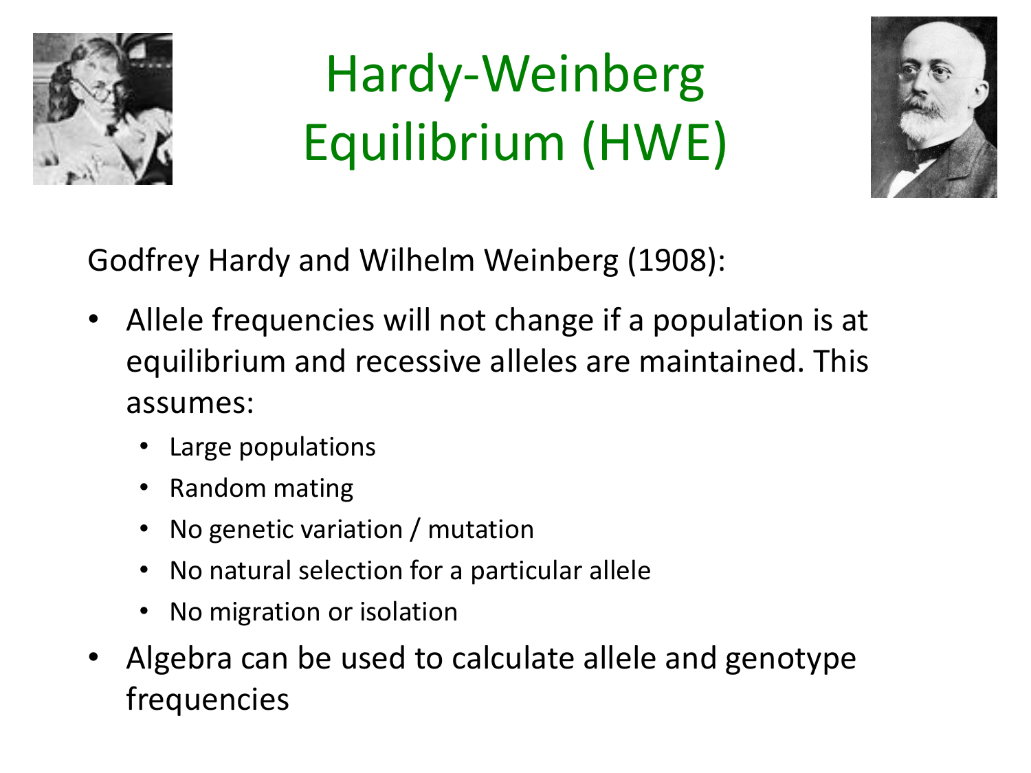# Hardy-Weinberg Equilibrium (HWE)

Godfrey Hardy and Wilhelm Weinberg (1908):

- Allele frequencies will not change if a population is at equilibrium and recessive alleles are maintained. This assumes:
  - Large populations
  - Random mating
  - No genetic variation / mutation
  - No natural selection for a particular allele
  - No migration or isolation
- Algebra can be used to calculate allele and genotype frequencies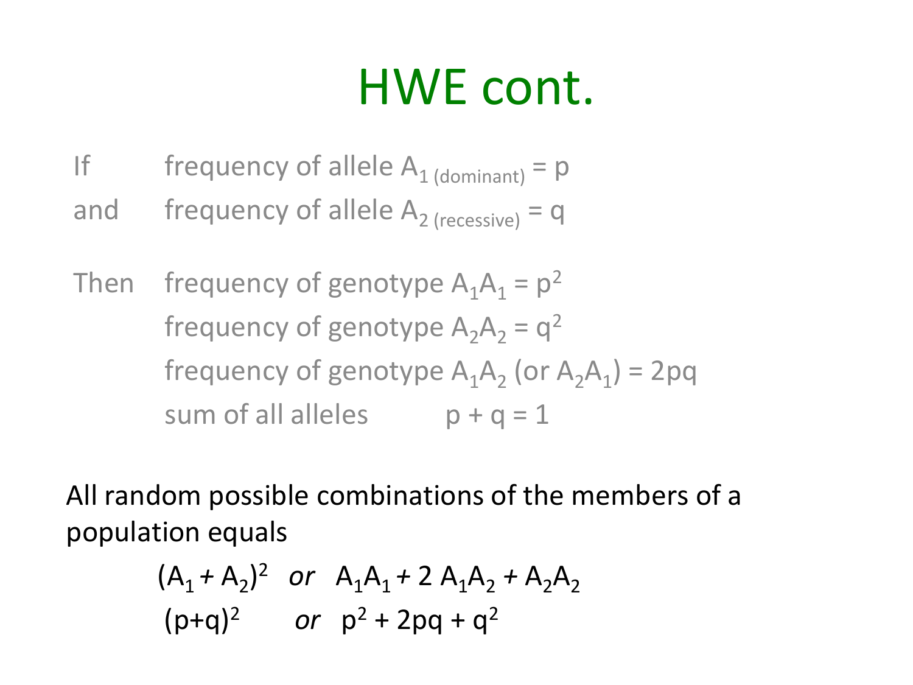# HWE cont.

If frequency of allele $A_{1\ (dominant)} = p$

and frequency of allele $A_{2\ (recessive)} = q$

Then frequency of genotype $A_1A_1 = p^2$

frequency of genotype $A_2A_2 = q^2$

frequency of genotype $A_1A_2$ (or $A_2A_1$) $= 2pq$

sum of all alleles $p + q = 1$

All random possible combinations of the members of a population equals

$$(A_1 + A_2)^2 \quad \textit{or} \quad A_1A_1 + 2\,A_1A_2 + A_2A_2$$

$$(p+q)^2 \quad \textit{or} \quad p^2 + 2pq + q^2$$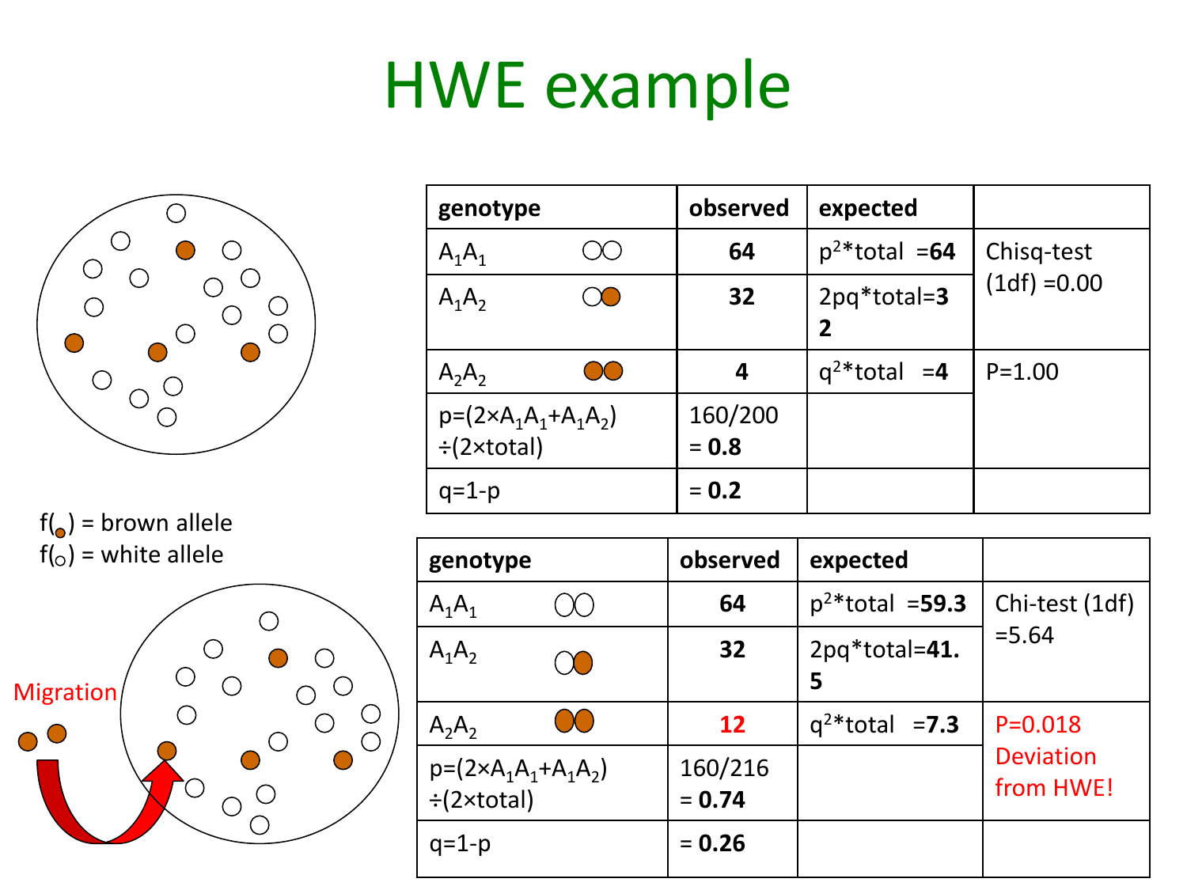# HWE example

$f(\bullet)$ = brown allele
$f(\circ)$ = white allele

Migration

| genotype | observed | expected | |
|---|---|---|---|
| $A_1A_1$ | **64** | $p^2$*total =**64** | Chisq-test (1df) =0.00 |
| $A_1A_2$ | **32** | 2pq*total=**32** | |
| $A_2A_2$ | **4** | $q^2$*total =**4** | P=1.00 |
| $p=(2\times A_1A_1+A_1A_2)\div(2\times total)$ | 160/200 = **0.8** | | |
| q=1-p | = **0.2** | | |

| genotype | observed | expected | |
|---|---|---|---|
| $A_1A_1$ | **64** | $p^2$*total =**59.3** | Chi-test (1df) =5.64 |
| $A_1A_2$ | **32** | 2pq*total=**41.5** | |
| $A_2A_2$ | **12** | $q^2$*total =**7.3** | P=0.018 Deviation from HWE! |
| $p=(2\times A_1A_1+A_1A_2)\div(2\times total)$ | 160/216 = **0.74** | | |
| q=1-p | = **0.26** | | |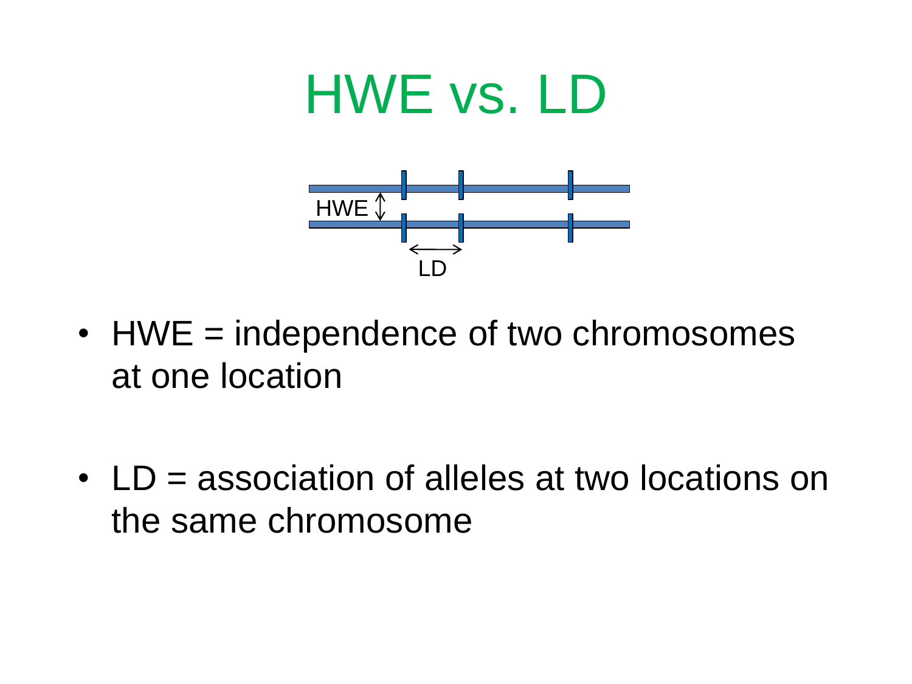# HWE vs. LD

- HWE = independence of two chromosomes at one location

- LD = association of alleles at two locations on the same chromosome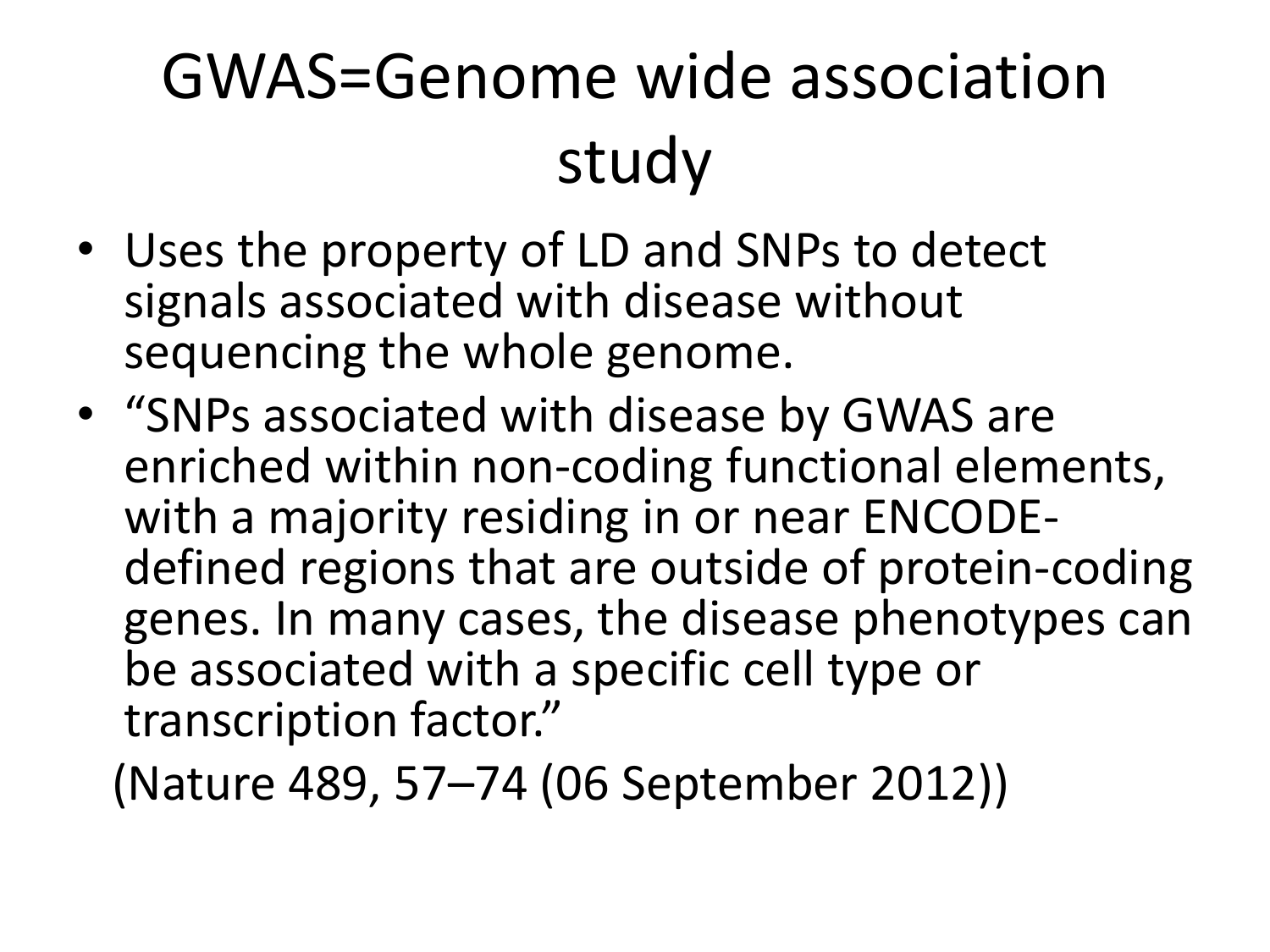# GWAS=Genome wide association study

- Uses the property of LD and SNPs to detect signals associated with disease without sequencing the whole genome.
- “SNPs associated with disease by GWAS are enriched within non-coding functional elements, with a majority residing in or near ENCODE-defined regions that are outside of protein-coding genes. In many cases, the disease phenotypes can be associated with a specific cell type or transcription factor.”

(Nature 489, 57–74 (06 September 2012))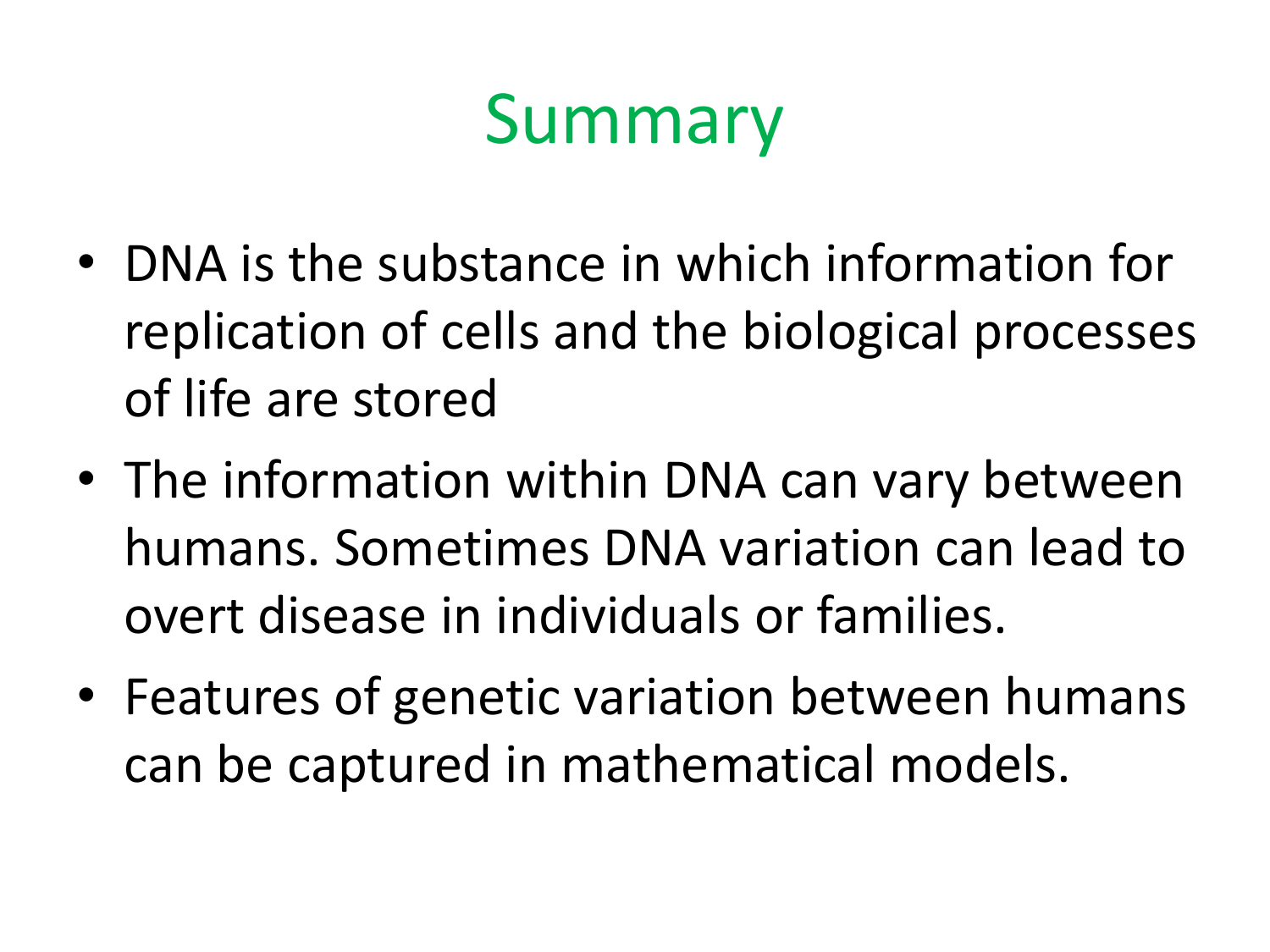# Summary

- DNA is the substance in which information for replication of cells and the biological processes of life are stored
- The information within DNA can vary between humans. Sometimes DNA variation can lead to overt disease in individuals or families.
- Features of genetic variation between humans can be captured in mathematical models.